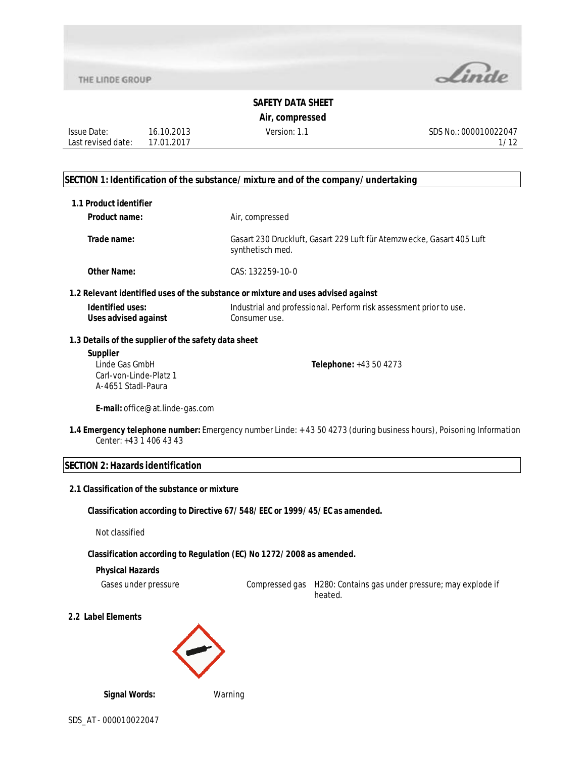# SAFETY DATA SHEET

## Air, compressed

Issue Date: 16.10.2013
Last revised date: 17.01.2017
Version: 1.1
SDS No.: 000010022047

## SECTION 1: Identification of the substance/mixture and of the company/undertaking

### 1.1 Product identifier

**Product name:** Air, compressed

**Trade name:** Gasart 230 Druckluft, Gasart 229 Luft für Atemzwecke, Gasart 405 Luft synthetisch med.

**Other Name:** CAS: 132259-10-0

### 1.2 Relevant identified uses of the substance or mixture and uses advised against

**Identified uses:** Industrial and professional. Perform risk assessment prior to use.
**Uses advised against** Consumer use.

### 1.3 Details of the supplier of the safety data sheet

**Supplier**
Linde Gas GmbH
Carl-von-Linde-Platz 1
A-4651 Stadl-Paura

**Telephone:** +43 50 4273

**E-mail:** office@at.linde-gas.com

### 1.4 Emergency telephone number:

Emergency number Linde: + 43 50 4273 (during business hours), Poisoning Information Center: +43 1 406 43 43

## SECTION 2: Hazards identification

### 2.1 Classification of the substance or mixture

**Classification according to Directive 67/548/EEC or 1999/45/EC as amended.**

Not classified

**Classification according to Regulation (EC) No 1272/2008 as amended.**

**Physical Hazards**

| Gases under pressure | Compressed gas | H280: Contains gas under pressure; may explode if heated. |
|---|---|---|

### 2.2 Label Elements

**Signal Words:** Warning

SDS_AT - 000010022047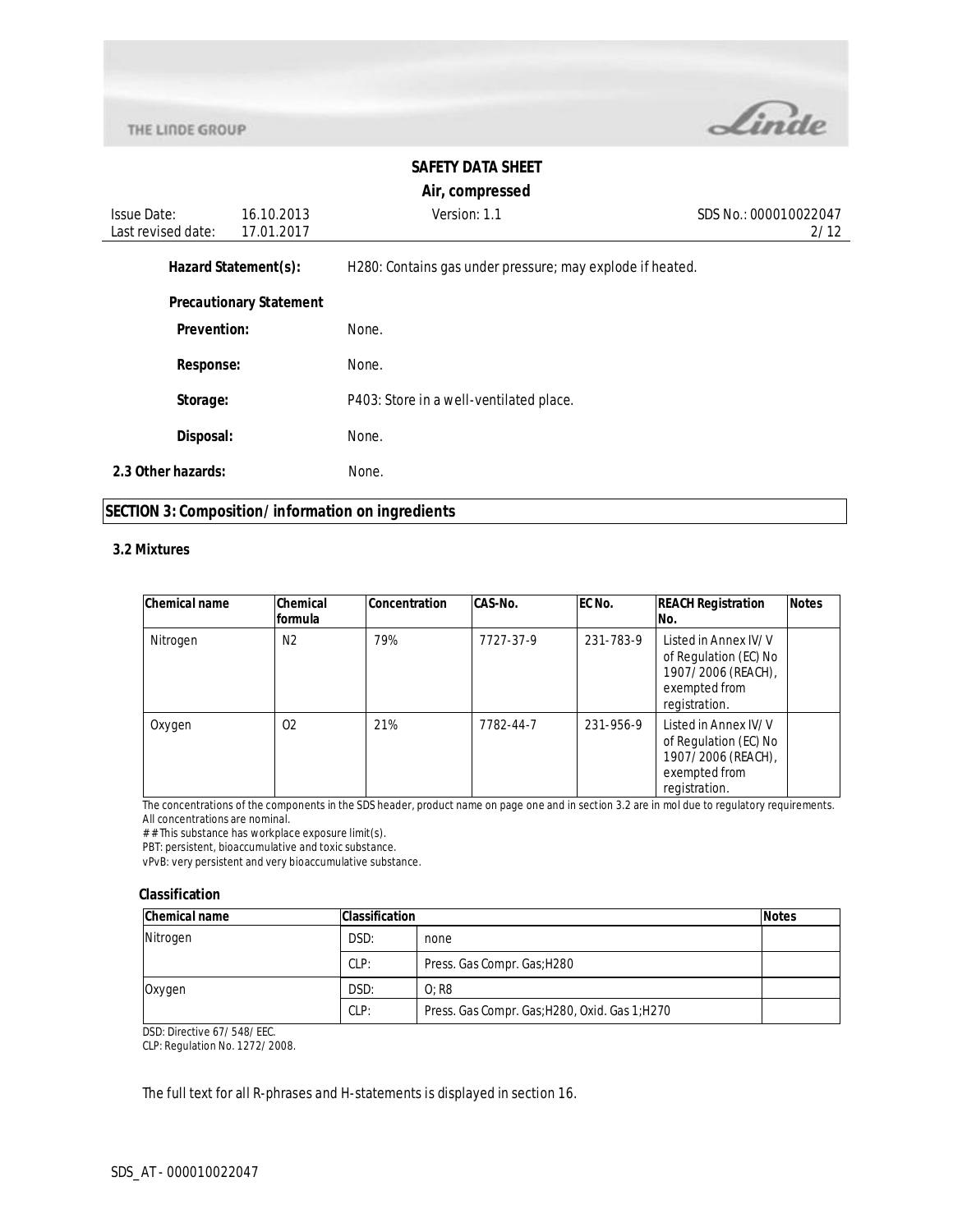**Hazard Statement(s):** H280: Contains gas under pressure; may explode if heated.

**Precautionary Statement**

**Prevention:** None.

**Response:** None.

**Storage:** P403: Store in a well-ventilated place.

**Disposal:** None.

**2.3 Other hazards:** None.

## SECTION 3: Composition/information on ingredients

### 3.2 Mixtures

| Chemical name | Chemical formula | Concentration | CAS-No. | EC No. | REACH Registration No. | Notes |
|---|---|---|---|---|---|---|
| Nitrogen | $N_2$ | 79% | 7727-37-9 | 231-783-9 | Listed in Annex IV/V of Regulation (EC) No 1907/2006 (REACH), exempted from registration. | |
| Oxygen | $O_2$ | 21% | 7782-44-7 | 231-956-9 | Listed in Annex IV/V of Regulation (EC) No 1907/2006 (REACH), exempted from registration. | |

The concentrations of the components in the SDS header, product name on page one and in section 3.2 are in mol due to regulatory requirements.
All concentrations are nominal.
## This substance has workplace exposure limit(s).
PBT: persistent, bioaccumulative and toxic substance.
vPvB: very persistent and very bioaccumulative substance.

### Classification

| Chemical name | Classification | | Notes |
|---|---|---|---|
| Nitrogen | DSD: | none | |
| | CLP: | Press. Gas Compr. Gas;H280 | |
| Oxygen | DSD: | O; R8 | |
| | CLP: | Press. Gas Compr. Gas;H280, Oxid. Gas 1;H270 | |

DSD: Directive 67/548/EEC.
CLP: Regulation No. 1272/2008.

The full text for all R-phrases and H-statements is displayed in section 16.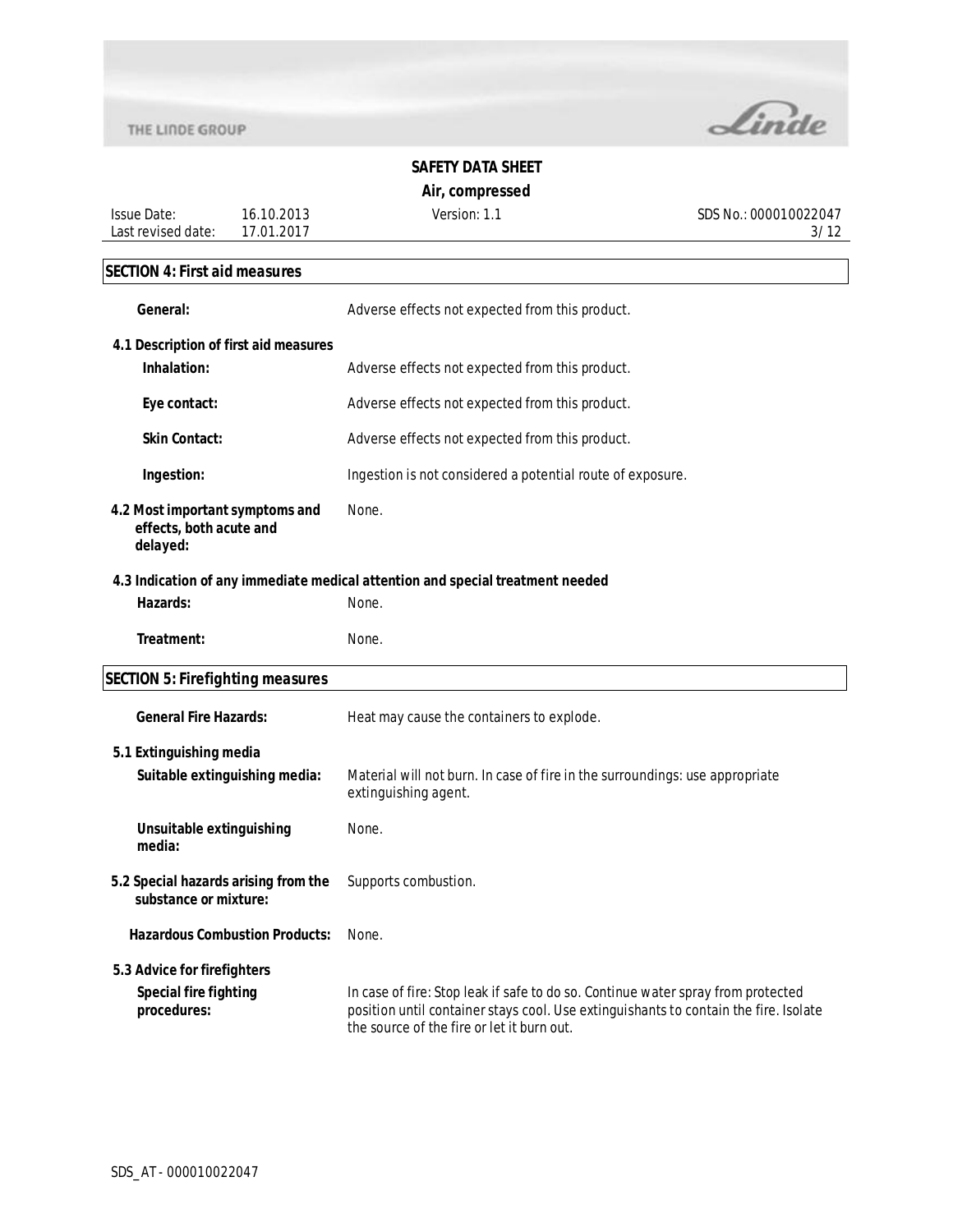## SECTION 4: First aid measures

**General:** Adverse effects not expected from this product.

### 4.1 Description of first aid measures

**Inhalation:** Adverse effects not expected from this product.

**Eye contact:** Adverse effects not expected from this product.

**Skin Contact:** Adverse effects not expected from this product.

**Ingestion:** Ingestion is not considered a potential route of exposure.

**4.2 Most important symptoms and effects, both acute and delayed:** None.

### 4.3 Indication of any immediate medical attention and special treatment needed

**Hazards:** None.

**Treatment:** None.

## SECTION 5: Firefighting measures

**General Fire Hazards:** Heat may cause the containers to explode.

### 5.1 Extinguishing media

**Suitable extinguishing media:** Material will not burn. In case of fire in the surroundings: use appropriate extinguishing agent.

**Unsuitable extinguishing media:** None.

**5.2 Special hazards arising from the substance or mixture:** Supports combustion.

**Hazardous Combustion Products:** None.

### 5.3 Advice for firefighters

**Special fire fighting procedures:** In case of fire: Stop leak if safe to do so. Continue water spray from protected position until container stays cool. Use extinguishants to contain the fire. Isolate the source of the fire or let it burn out.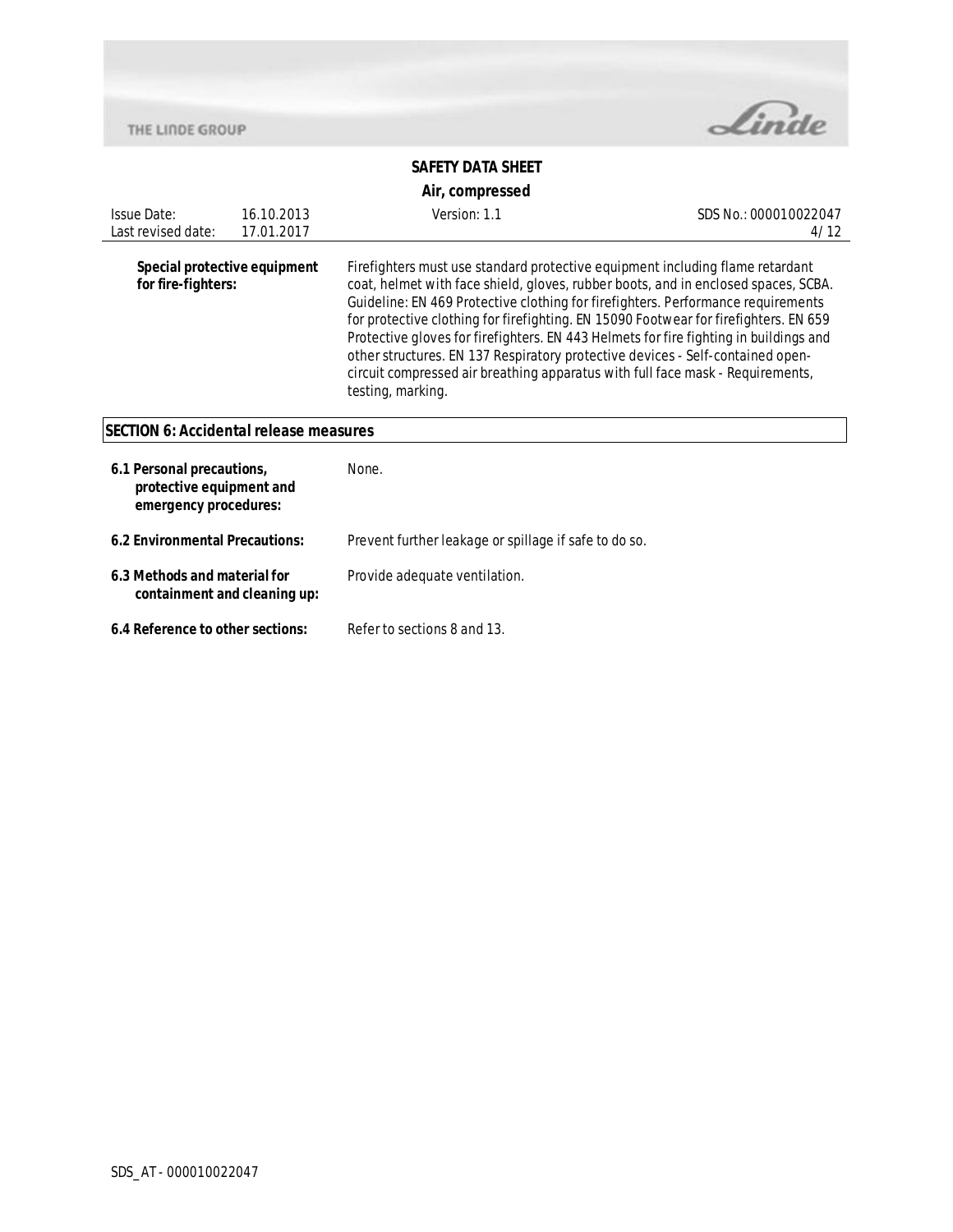**Special protective equipment for fire-fighters:** Firefighters must use standard protective equipment including flame retardant coat, helmet with face shield, gloves, rubber boots, and in enclosed spaces, SCBA. Guideline: EN 469 Protective clothing for firefighters. Performance requirements for protective clothing for firefighting. EN 15090 Footwear for firefighters. EN 659 Protective gloves for firefighters. EN 443 Helmets for fire fighting in buildings and other structures. EN 137 Respiratory protective devices - Self-contained open-circuit compressed air breathing apparatus with full face mask - Requirements, testing, marking.

## SECTION 6: Accidental release measures

**6.1 Personal precautions, protective equipment and emergency procedures:** None.

**6.2 Environmental Precautions:** Prevent further leakage or spillage if safe to do so.

**6.3 Methods and material for containment and cleaning up:** Provide adequate ventilation.

**6.4 Reference to other sections:** Refer to sections 8 and 13.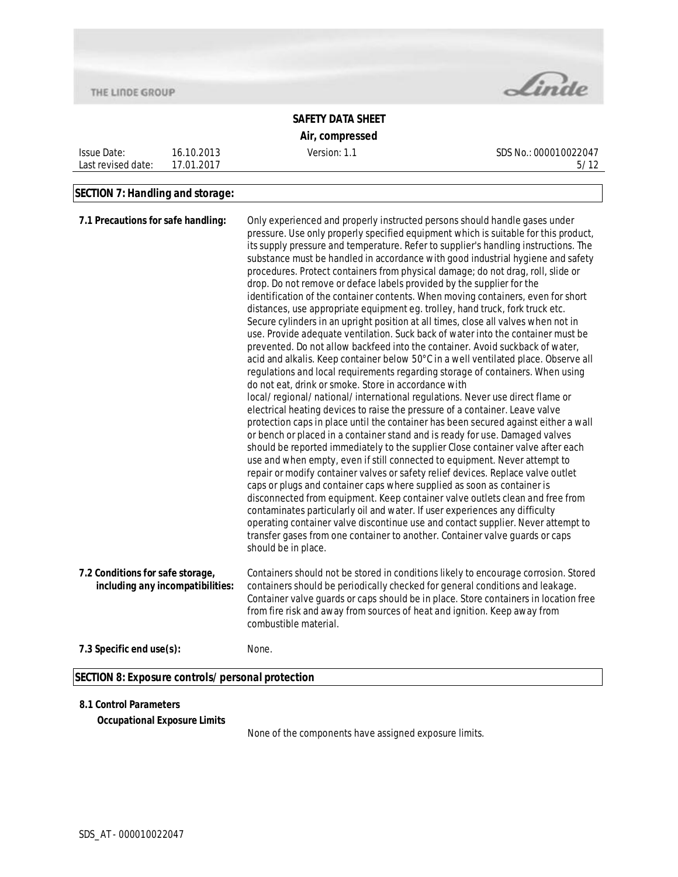## SECTION 7: Handling and storage:

**7.1 Precautions for safe handling:** Only experienced and properly instructed persons should handle gases under pressure. Use only properly specified equipment which is suitable for this product, its supply pressure and temperature. Refer to supplier's handling instructions. The substance must be handled in accordance with good industrial hygiene and safety procedures. Protect containers from physical damage; do not drag, roll, slide or drop. Do not remove or deface labels provided by the supplier for the identification of the container contents. When moving containers, even for short distances, use appropriate equipment eg. trolley, hand truck, fork truck etc. Secure cylinders in an upright position at all times, close all valves when not in use. Provide adequate ventilation. Suck back of water into the container must be prevented. Do not allow backfeed into the container. Avoid suckback of water, acid and alkalis. Keep container below 50°C in a well ventilated place. Observe all regulations and local requirements regarding storage of containers. When using do not eat, drink or smoke. Store in accordance with local/regional/national/international regulations. Never use direct flame or electrical heating devices to raise the pressure of a container. Leave valve protection caps in place until the container has been secured against either a wall or bench or placed in a container stand and is ready for use. Damaged valves should be reported immediately to the supplier Close container valve after each use and when empty, even if still connected to equipment. Never attempt to repair or modify container valves or safety relief devices. Replace valve outlet caps or plugs and container caps where supplied as soon as container is disconnected from equipment. Keep container valve outlets clean and free from contaminates particularly oil and water. If user experiences any difficulty operating container valve discontinue use and contact supplier. Never attempt to transfer gases from one container to another. Container valve guards or caps should be in place.

**7.2 Conditions for safe storage, including any incompatibilities:** Containers should not be stored in conditions likely to encourage corrosion. Stored containers should be periodically checked for general conditions and leakage. Container valve guards or caps should be in place. Store containers in location free from fire risk and away from sources of heat and ignition. Keep away from combustible material.

**7.3 Specific end use(s):** None.

## SECTION 8: Exposure controls/personal protection

**8.1 Control Parameters**

**Occupational Exposure Limits**

None of the components have assigned exposure limits.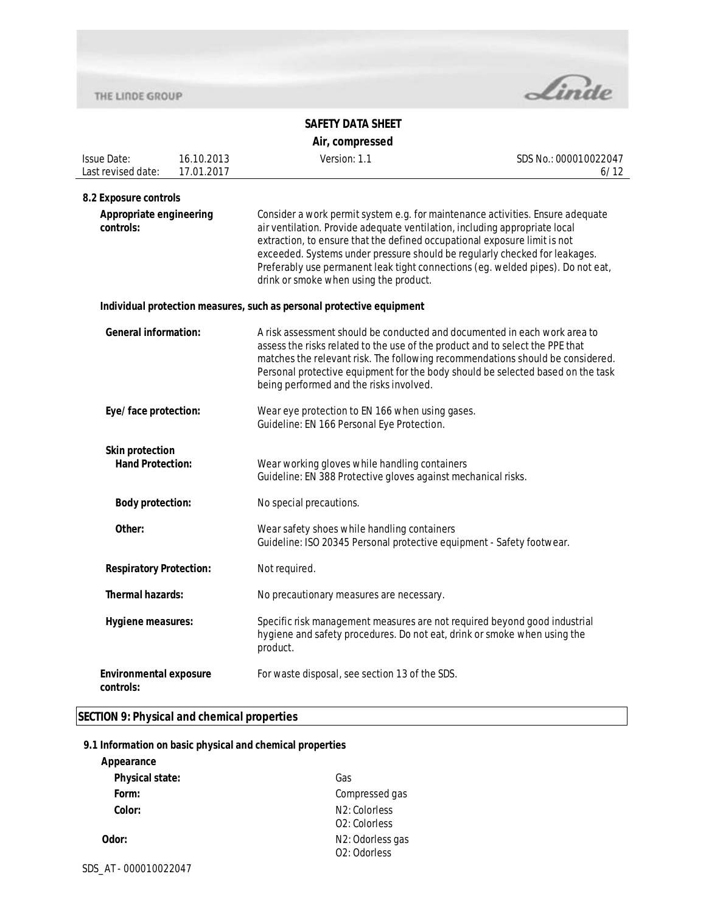### 8.2 Exposure controls

**Appropriate engineering controls:** Consider a work permit system e.g. for maintenance activities. Ensure adequate air ventilation. Provide adequate ventilation, including appropriate local extraction, to ensure that the defined occupational exposure limit is not exceeded. Systems under pressure should be regularly checked for leakages. Preferably use permanent leak tight connections (eg. welded pipes). Do not eat, drink or smoke when using the product.

**Individual protection measures, such as personal protective equipment**

**General information:** A risk assessment should be conducted and documented in each work area to assess the risks related to the use of the product and to select the PPE that matches the relevant risk. The following recommendations should be considered. Personal protective equipment for the body should be selected based on the task being performed and the risks involved.

**Eye/ face protection:** Wear eye protection to EN 166 when using gases.
Guideline: EN 166 Personal Eye Protection.

**Skin protection**

**Hand Protection:** Wear working gloves while handling containers
Guideline: EN 388 Protective gloves against mechanical risks.

**Body protection:** No special precautions.

**Other:** Wear safety shoes while handling containers
Guideline: ISO 20345 Personal protective equipment - Safety footwear.

**Respiratory Protection:** Not required.

**Thermal hazards:** No precautionary measures are necessary.

**Hygiene measures:** Specific risk management measures are not required beyond good industrial hygiene and safety procedures. Do not eat, drink or smoke when using the product.

**Environmental exposure controls:** For waste disposal, see section 13 of the SDS.

## SECTION 9: Physical and chemical properties

### 9.1 Information on basic physical and chemical properties

**Appearance**

**Physical state:** Gas

**Form:** Compressed gas

**Color:** $N_2$: Colorless
$O_2$: Colorless

**Odor:** $N_2$: Odorless gas
$O_2$: Odorless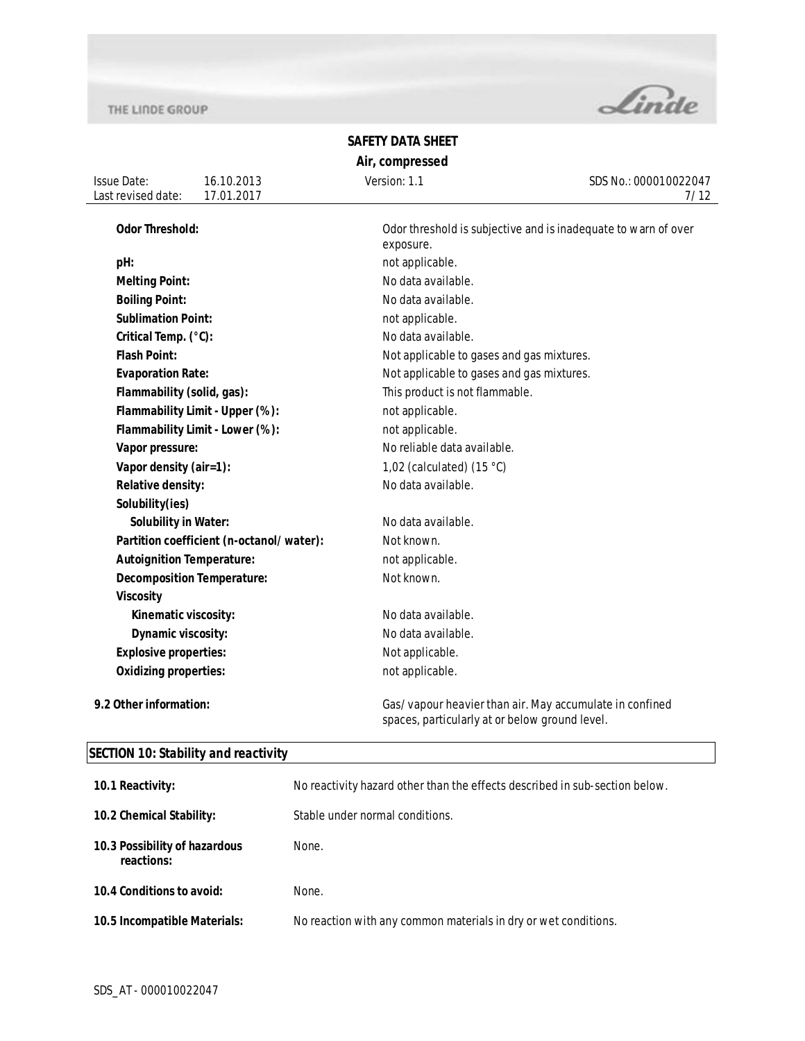| | |
|---|---|
| **Odor Threshold:** | Odor threshold is subjective and is inadequate to warn of over exposure. |
| **pH:** | not applicable. |
| **Melting Point:** | No data available. |
| **Boiling Point:** | No data available. |
| **Sublimation Point:** | not applicable. |
| **Critical Temp. (°C):** | No data available. |
| **Flash Point:** | Not applicable to gases and gas mixtures. |
| **Evaporation Rate:** | Not applicable to gases and gas mixtures. |
| **Flammability (solid, gas):** | This product is not flammable. |
| **Flammability Limit - Upper (%):** | not applicable. |
| **Flammability Limit - Lower (%):** | not applicable. |
| **Vapor pressure:** | No reliable data available. |
| **Vapor density (air=1):** | 1,02 (calculated) (15 °C) |
| **Relative density:** | No data available. |
| **Solubility(ies)** | |
| **Solubility in Water:** | No data available. |
| **Partition coefficient (n-octanol/water):** | Not known. |
| **Autoignition Temperature:** | not applicable. |
| **Decomposition Temperature:** | Not known. |
| **Viscosity** | |
| **Kinematic viscosity:** | No data available. |
| **Dynamic viscosity:** | No data available. |
| **Explosive properties:** | Not applicable. |
| **Oxidizing properties:** | not applicable. |

**9.2 Other information:** Gas/vapour heavier than air. May accumulate in confined spaces, particularly at or below ground level.

## SECTION 10: Stability and reactivity

| | |
|---|---|
| **10.1 Reactivity:** | No reactivity hazard other than the effects described in sub-section below. |
| **10.2 Chemical Stability:** | Stable under normal conditions. |
| **10.3 Possibility of hazardous reactions:** | None. |
| **10.4 Conditions to avoid:** | None. |
| **10.5 Incompatible Materials:** | No reaction with any common materials in dry or wet conditions. |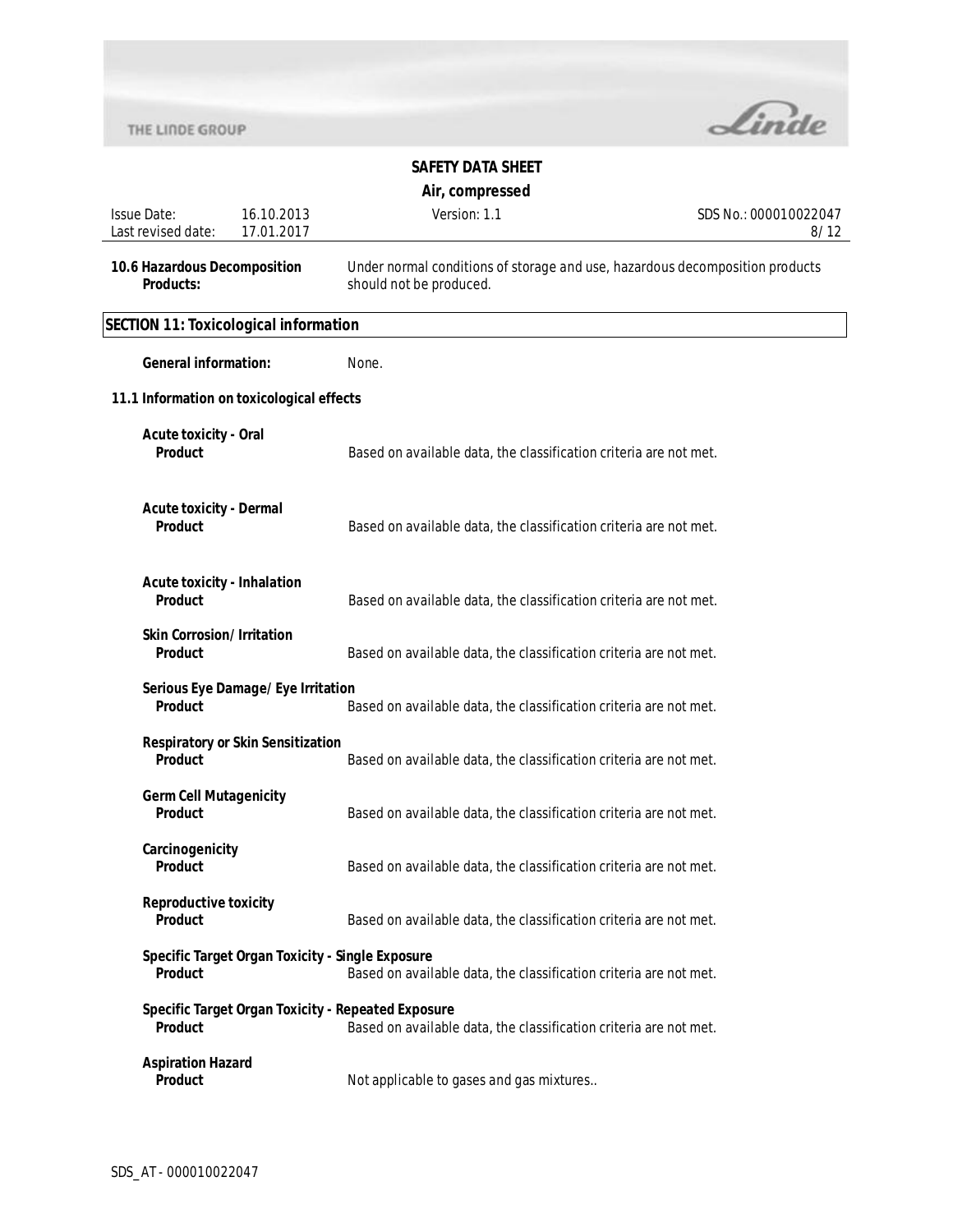**10.6 Hazardous Decomposition Products:** Under normal conditions of storage and use, hazardous decomposition products should not be produced.

## SECTION 11: Toxicological information

**General information:** None.

### 11.1 Information on toxicological effects

**Acute toxicity - Oral**
**Product** Based on available data, the classification criteria are not met.

**Acute toxicity - Dermal**
**Product** Based on available data, the classification criteria are not met.

**Acute toxicity - Inhalation**
**Product** Based on available data, the classification criteria are not met.

**Skin Corrosion/Irritation**
**Product** Based on available data, the classification criteria are not met.

**Serious Eye Damage/Eye Irritation**
**Product** Based on available data, the classification criteria are not met.

**Respiratory or Skin Sensitization**
**Product** Based on available data, the classification criteria are not met.

**Germ Cell Mutagenicity**
**Product** Based on available data, the classification criteria are not met.

**Carcinogenicity**
**Product** Based on available data, the classification criteria are not met.

**Reproductive toxicity**
**Product** Based on available data, the classification criteria are not met.

**Specific Target Organ Toxicity - Single Exposure**
**Product** Based on available data, the classification criteria are not met.

**Specific Target Organ Toxicity - Repeated Exposure**
**Product** Based on available data, the classification criteria are not met.

**Aspiration Hazard**
**Product** Not applicable to gases and gas mixtures..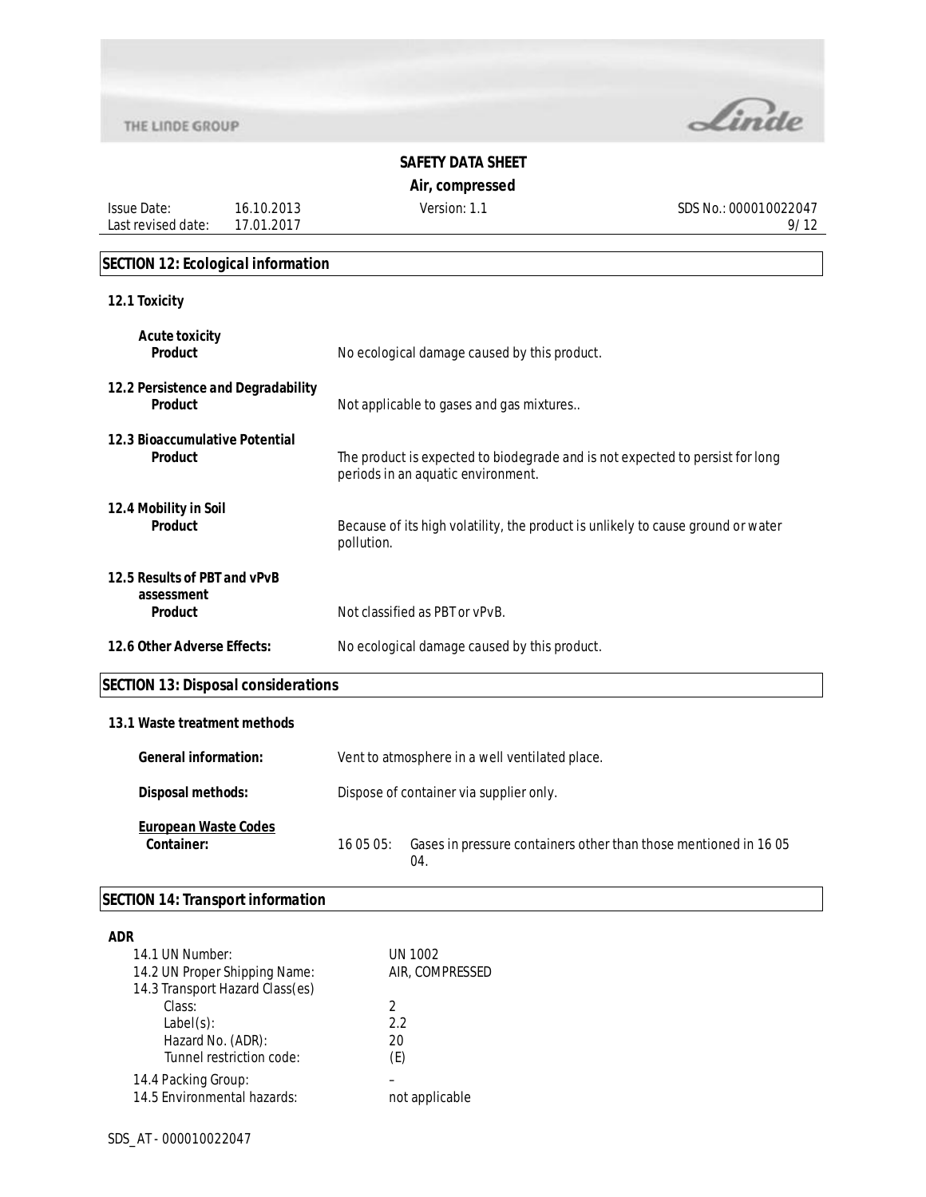## SECTION 12: Ecological information

### 12.1 Toxicity

**Acute toxicity**
**Product** — No ecological damage caused by this product.

### 12.2 Persistence and Degradability

**Product** — Not applicable to gases and gas mixtures..

### 12.3 Bioaccumulative Potential

**Product** — The product is expected to biodegrade and is not expected to persist for long periods in an aquatic environment.

### 12.4 Mobility in Soil

**Product** — Because of its high volatility, the product is unlikely to cause ground or water pollution.

### 12.5 Results of PBT and vPvB assessment

**Product** — Not classified as PBT or vPvB.

### 12.6 Other Adverse Effects:

No ecological damage caused by this product.

## SECTION 13: Disposal considerations

### 13.1 Waste treatment methods

**General information:** Vent to atmosphere in a well ventilated place.

**Disposal methods:** Dispose of container via supplier only.

**European Waste Codes**
**Container:** 16 05 05: Gases in pressure containers other than those mentioned in 16 05 04.

## SECTION 14: Transport information

**ADR**

| | |
|---|---|
| 14.1 UN Number: | UN 1002 |
| 14.2 UN Proper Shipping Name: | AIR, COMPRESSED |
| 14.3 Transport Hazard Class(es) | |
| Class: | 2 |
| Label(s): | 2.2 |
| Hazard No. (ADR): | 20 |
| Tunnel restriction code: | (E) |
| 14.4 Packing Group: | – |
| 14.5 Environmental hazards: | not applicable |

SDS_AT - 000010022047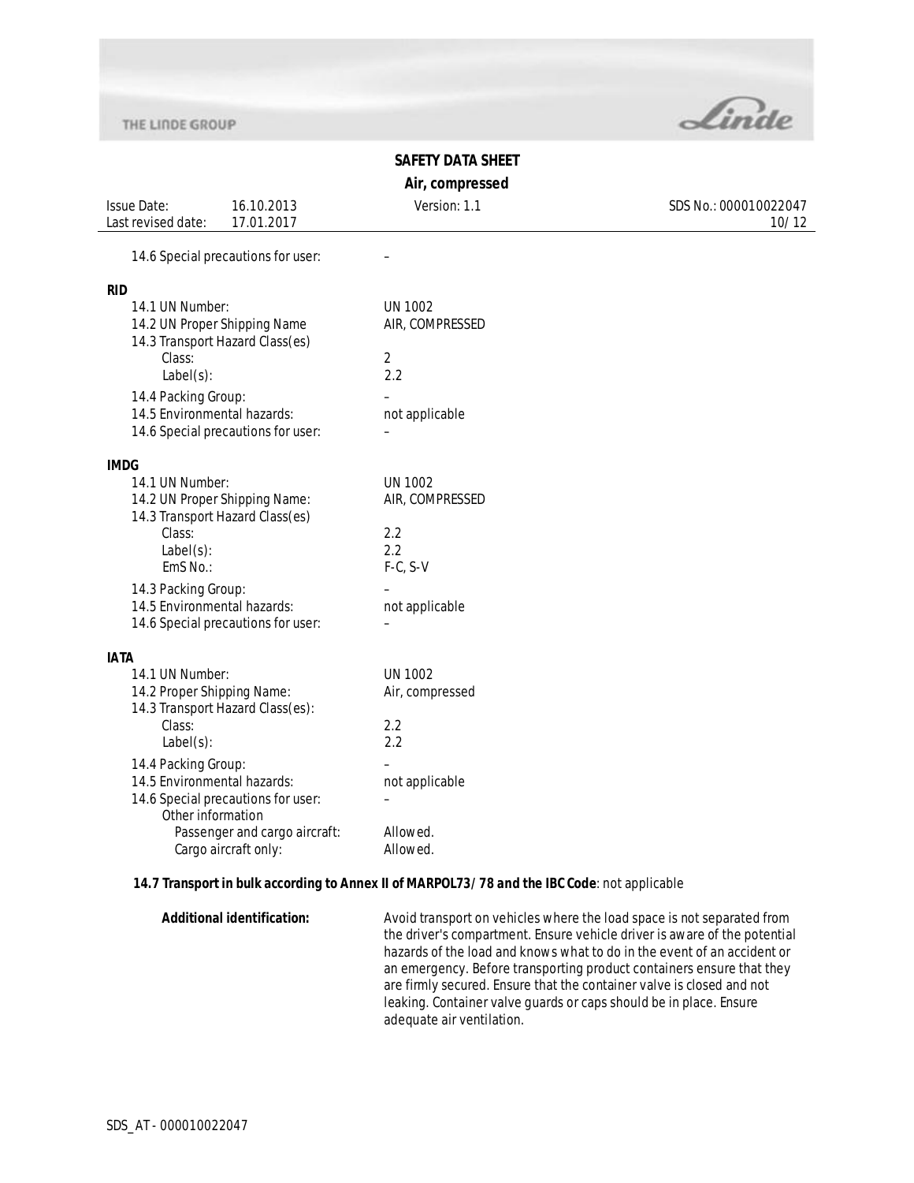14.6 Special precautions for user: –

**RID**

| | |
|---|---|
| 14.1 UN Number: | UN 1002 |
| 14.2 UN Proper Shipping Name | AIR, COMPRESSED |
| 14.3 Transport Hazard Class(es) | |
| Class: | 2 |
| Label(s): | 2.2 |
| 14.4 Packing Group: | – |
| 14.5 Environmental hazards: | not applicable |
| 14.6 Special precautions for user: | – |

**IMDG**

| | |
|---|---|
| 14.1 UN Number: | UN 1002 |
| 14.2 UN Proper Shipping Name: | AIR, COMPRESSED |
| 14.3 Transport Hazard Class(es) | |
| Class: | 2.2 |
| Label(s): | 2.2 |
| EmS No.: | F-C, S-V |
| 14.3 Packing Group: | – |
| 14.5 Environmental hazards: | not applicable |
| 14.6 Special precautions for user: | – |

**IATA**

| | |
|---|---|
| 14.1 UN Number: | UN 1002 |
| 14.2 Proper Shipping Name: | Air, compressed |
| 14.3 Transport Hazard Class(es): | |
| Class: | 2.2 |
| Label(s): | 2.2 |
| 14.4 Packing Group: | – |
| 14.5 Environmental hazards: | not applicable |
| 14.6 Special precautions for user: | – |
| Other information | |
| Passenger and cargo aircraft: | Allowed. |
| Cargo aircraft only: | Allowed. |

**14.7 Transport in bulk according to Annex II of MARPOL73/78 and the IBC Code**: not applicable

**Additional identification:** Avoid transport on vehicles where the load space is not separated from the driver's compartment. Ensure vehicle driver is aware of the potential hazards of the load and knows what to do in the event of an accident or an emergency. Before transporting product containers ensure that they are firmly secured. Ensure that the container valve is closed and not leaking. Container valve guards or caps should be in place. Ensure adequate air ventilation.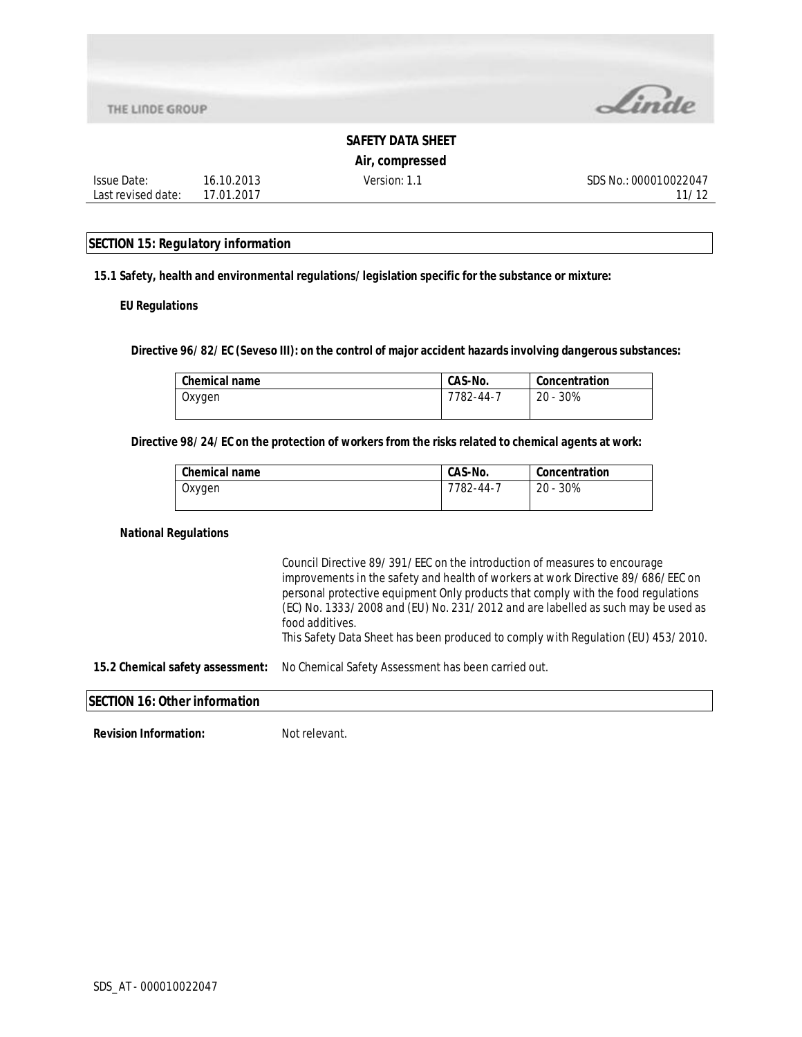## SECTION 15: Regulatory information

**15.1 Safety, health and environmental regulations/legislation specific for the substance or mixture:**

**EU Regulations**

**Directive 96/82/EC (Seveso III): on the control of major accident hazards involving dangerous substances:**

| Chemical name | CAS-No. | Concentration |
| --- | --- | --- |
| Oxygen | 7782-44-7 | 20 - 30% |

**Directive 98/24/EC on the protection of workers from the risks related to chemical agents at work:**

| Chemical name | CAS-No. | Concentration |
| --- | --- | --- |
| Oxygen | 7782-44-7 | 20 - 30% |

**National Regulations**

Council Directive 89/391/EEC on the introduction of measures to encourage improvements in the safety and health of workers at work Directive 89/686/EEC on personal protective equipment Only products that comply with the food regulations (EC) No. 1333/2008 and (EU) No. 231/2012 and are labelled as such may be used as food additives.
This Safety Data Sheet has been produced to comply with Regulation (EU) 453/2010.

**15.2 Chemical safety assessment:** No Chemical Safety Assessment has been carried out.

## SECTION 16: Other information

**Revision Information:** Not relevant.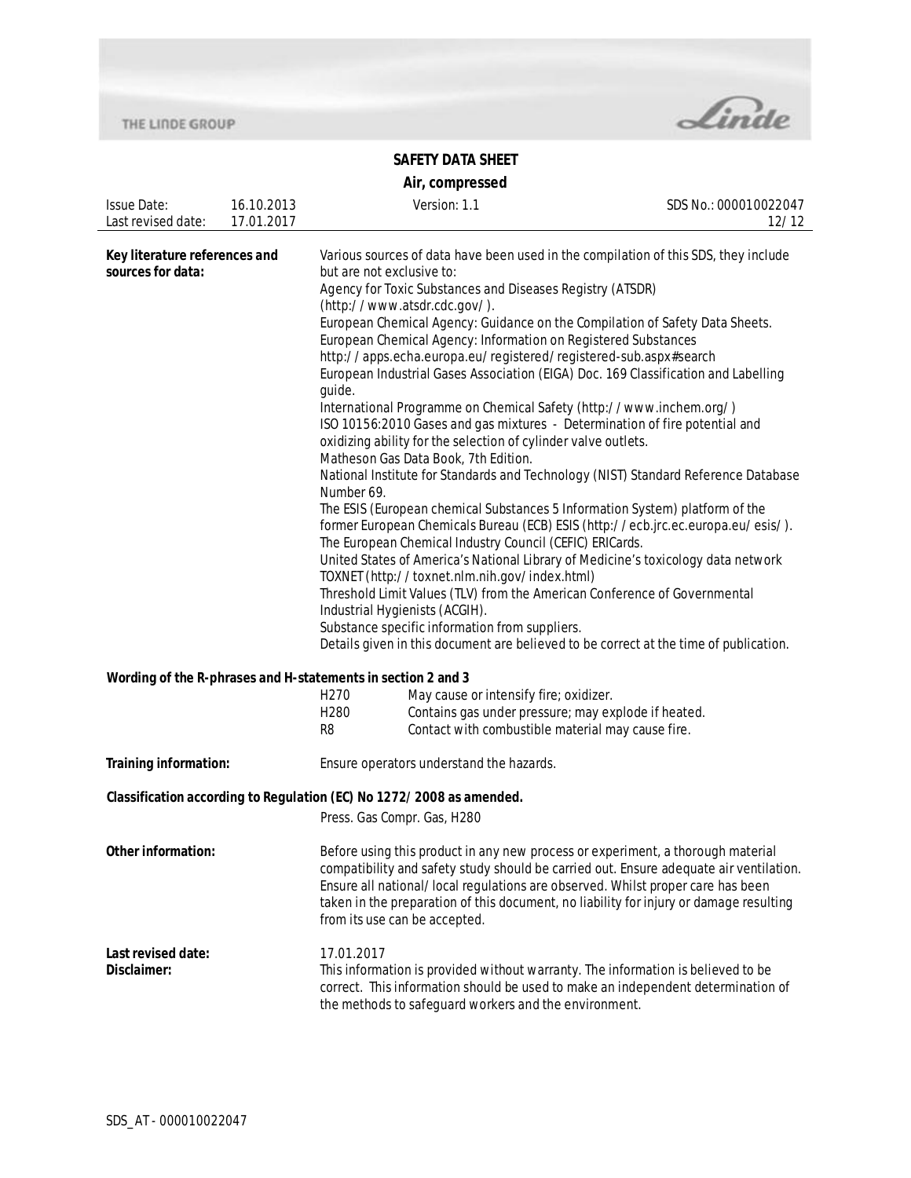**Key literature references and sources for data:**

Various sources of data have been used in the compilation of this SDS, they include but are not exclusive to:
Agency for Toxic Substances and Diseases Registry (ATSDR) (http://www.atsdr.cdc.gov/).
European Chemical Agency: Guidance on the Compilation of Safety Data Sheets.
European Chemical Agency: Information on Registered Substances http://apps.echa.europa.eu/registered/registered-sub.aspx#search
European Industrial Gases Association (EIGA) Doc. 169 Classification and Labelling guide.
International Programme on Chemical Safety (http://www.inchem.org/)
ISO 10156:2010 Gases and gas mixtures - Determination of fire potential and oxidizing ability for the selection of cylinder valve outlets.
Matheson Gas Data Book, 7th Edition.
National Institute for Standards and Technology (NIST) Standard Reference Database Number 69.
The ESIS (European chemical Substances 5 Information System) platform of the former European Chemicals Bureau (ECB) ESIS (http://ecb.jrc.ec.europa.eu/esis/).
The European Chemical Industry Council (CEFIC) ERICards.
United States of America's National Library of Medicine's toxicology data network TOXNET (http://toxnet.nlm.nih.gov/index.html)
Threshold Limit Values (TLV) from the American Conference of Governmental Industrial Hygienists (ACGIH).
Substance specific information from suppliers.
Details given in this document are believed to be correct at the time of publication.

**Wording of the R-phrases and H-statements in section 2 and 3**

| | |
|---|---|
| H270 | May cause or intensify fire; oxidizer. |
| H280 | Contains gas under pressure; may explode if heated. |
| R8 | Contact with combustible material may cause fire. |

**Training information:** Ensure operators understand the hazards.

**Classification according to Regulation (EC) No 1272/2008 as amended.**

Press. Gas Compr. Gas, H280

**Other information:** Before using this product in any new process or experiment, a thorough material compatibility and safety study should be carried out. Ensure adequate air ventilation. Ensure all national/local regulations are observed. Whilst proper care has been taken in the preparation of this document, no liability for injury or damage resulting from its use can be accepted.

**Last revised date:** 17.01.2017

**Disclaimer:** This information is provided without warranty. The information is believed to be correct. This information should be used to make an independent determination of the methods to safeguard workers and the environment.